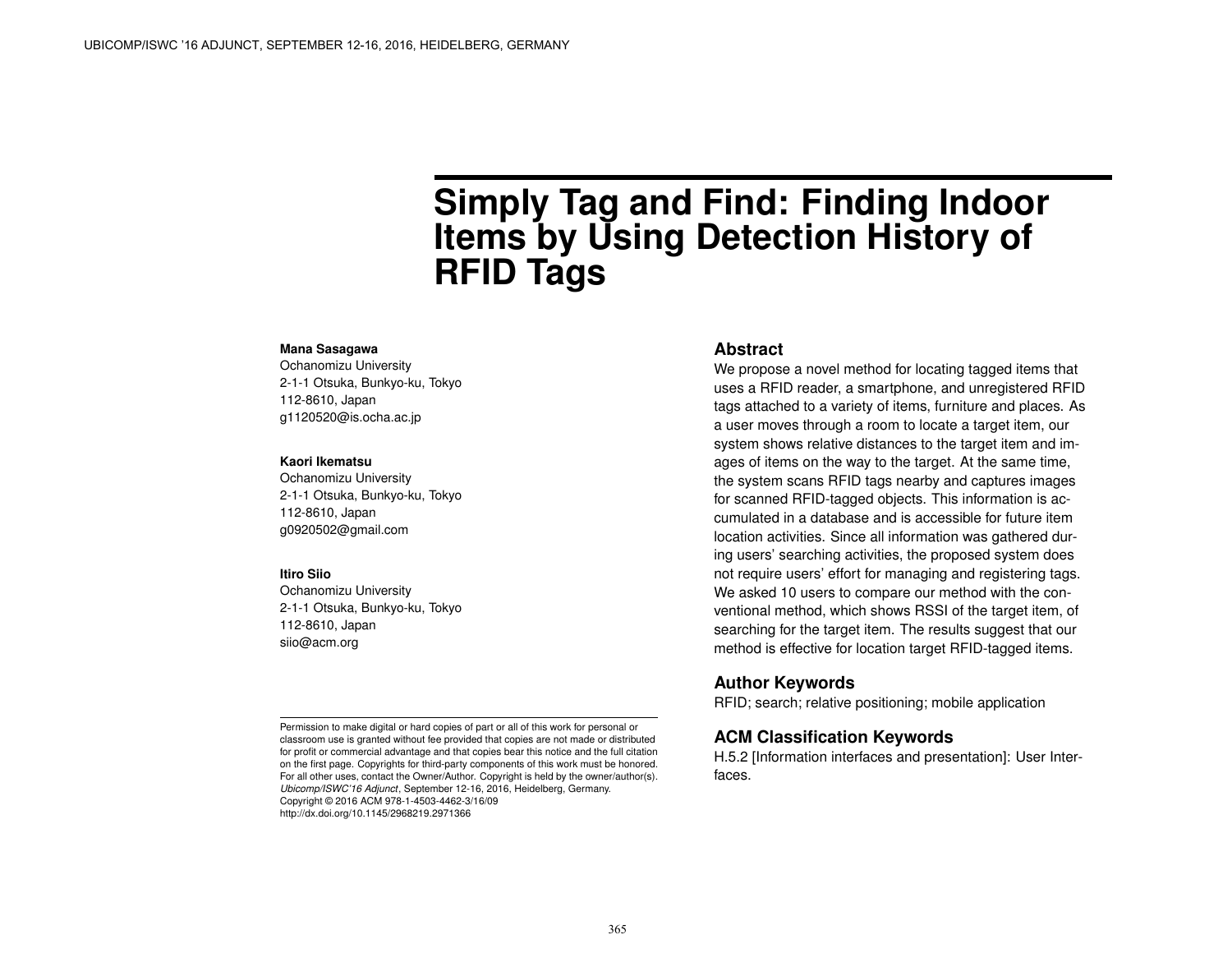# Simply Tag and Find: Finding Indoor Items by Using Detection History of RFID Tags

**Mana Sasagawa**
Ochanomizu University
2-1-1 Otsuka, Bunkyo-ku, Tokyo
112-8610, Japan
g1120520@is.ocha.ac.jp

**Kaori Ikematsu**
Ochanomizu University
2-1-1 Otsuka, Bunkyo-ku, Tokyo
112-8610, Japan
g0920502@gmail.com

**Itiro Siio**
Ochanomizu University
2-1-1 Otsuka, Bunkyo-ku, Tokyo
112-8610, Japan
siio@acm.org

Permission to make digital or hard copies of part or all of this work for personal or classroom use is granted without fee provided that copies are not made or distributed for profit or commercial advantage and that copies bear this notice and the full citation on the first page. Copyrights for third-party components of this work must be honored. For all other uses, contact the Owner/Author. Copyright is held by the owner/author(s).
*Ubicomp/ISWC'16 Adjunct*, September 12-16, 2016, Heidelberg, Germany.
Copyright © 2016 ACM 978-1-4503-4462-3/16/09
http://dx.doi.org/10.1145/2968219.2971366

## Abstract

We propose a novel method for locating tagged items that uses a RFID reader, a smartphone, and unregistered RFID tags attached to a variety of items, furniture and places. As a user moves through a room to locate a target item, our system shows relative distances to the target item and images of items on the way to the target. At the same time, the system scans RFID tags nearby and captures images for scanned RFID-tagged objects. This information is accumulated in a database and is accessible for future item location activities. Since all information was gathered during users' searching activities, the proposed system does not require users' effort for managing and registering tags. We asked 10 users to compare our method with the conventional method, which shows RSSI of the target item, of searching for the target item. The results suggest that our method is effective for location target RFID-tagged items.

## Author Keywords

RFID; search; relative positioning; mobile application

## ACM Classification Keywords

H.5.2 [Information interfaces and presentation]: User Interfaces.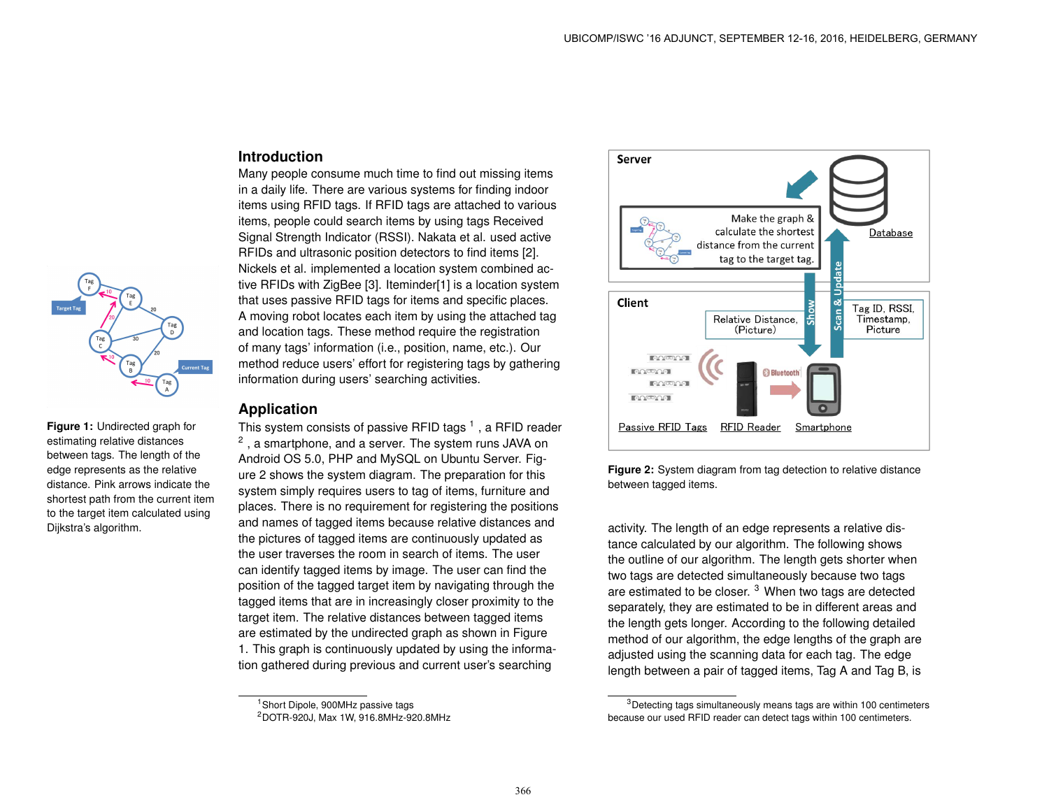**Figure 1:** Undirected graph for estimating relative distances between tags. The length of the edge represents as the relative distance. Pink arrows indicate the shortest path from the current item to the target item calculated using Dijkstra's algorithm.

## Introduction

Many people consume much time to find out missing items in a daily life. There are various systems for finding indoor items using RFID tags. If RFID tags are attached to various items, people could search items by using tags Received Signal Strength Indicator (RSSI). Nakata et al. used active RFIDs and ultrasonic position detectors to find items [2]. Nickels et al. implemented a location system combined active RFIDs with ZigBee [3]. Iteminder[1] is a location system that uses passive RFID tags for items and specific places. A moving robot locates each item by using the attached tag and location tags. These method require the registration of many tags' information (i.e., position, name, etc.). Our method reduce users' effort for registering tags by gathering information during users' searching activities.

## Application

This system consists of passive RFID tags [1] , a RFID reader [2] , a smartphone, and a server. The system runs JAVA on Android OS 5.0, PHP and MySQL on Ubuntu Server. Figure 2 shows the system diagram. The preparation for this system simply requires users to tag of items, furniture and places. There is no requirement for registering the positions and names of tagged items because relative distances and the pictures of tagged items are continuously updated as the user traverses the room in search of items. The user can identify tagged items by image. The user can find the position of the tagged target item by navigating through the tagged items that are in increasingly closer proximity to the target item. The relative distances between tagged items are estimated by the undirected graph as shown in Figure 1. This graph is continuously updated by using the information gathered during previous and current user's searching activity. The length of an edge represents a relative distance calculated by our algorithm. The following shows the outline of our algorithm. The length gets shorter when two tags are detected simultaneously because two tags are estimated to be closer. [3] When two tags are detected separately, they are estimated to be in different areas and the length gets longer. According to the following detailed method of our algorithm, the edge lengths of the graph are adjusted using the scanning data for each tag. The edge length between a pair of tagged items, Tag A and Tag B, is

[1] Short Dipole, 900MHz passive tags

[2] DOTR-920J, Max 1W, 916.8MHz-920.8MHz

**Figure 2:** System diagram from tag detection to relative distance between tagged items.

[3] Detecting tags simultaneously means tags are within 100 centimeters because our used RFID reader can detect tags within 100 centimeters.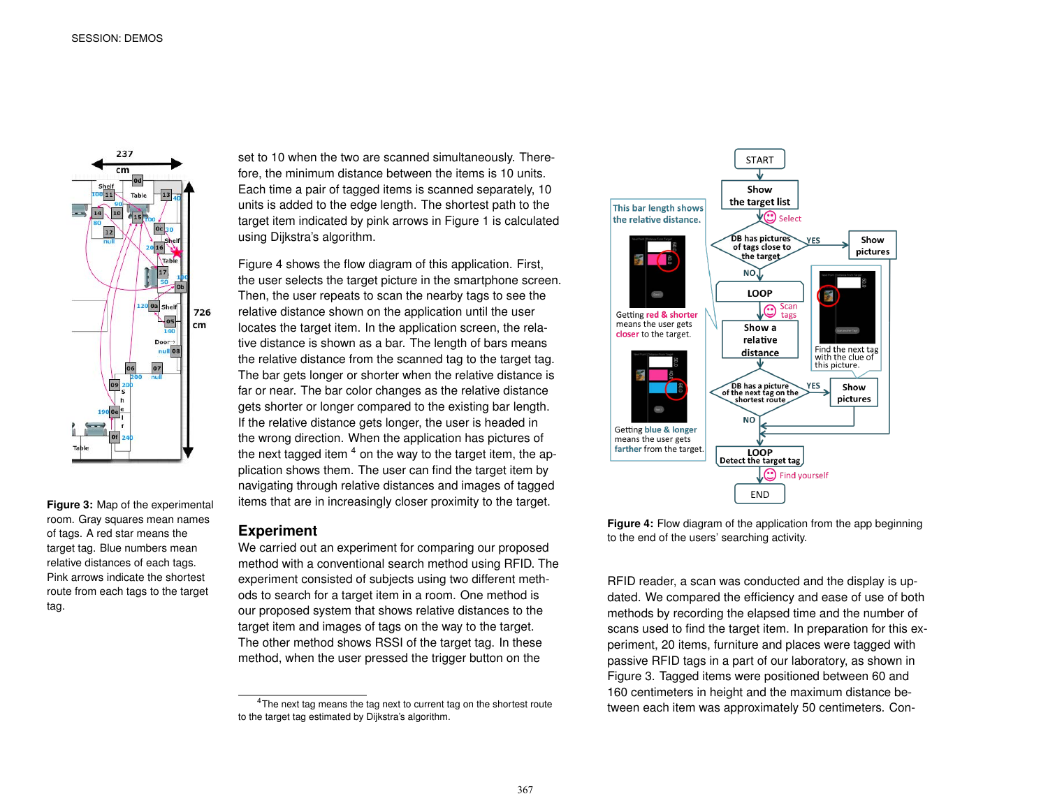Figure 3: Map of the experimental room. Gray squares mean names of tags. A red star means the target tag. Blue numbers mean relative distances of each tags. Pink arrows indicate the shortest route from each tags to the target tag.

set to 10 when the two are scanned simultaneously. Therefore, the minimum distance between the items is 10 units. Each time a pair of tagged items is scanned separately, 10 units is added to the edge length. The shortest path to the target item indicated by pink arrows in Figure 1 is calculated using Dijkstra's algorithm.

Figure 4 shows the flow diagram of this application. First, the user selects the target picture in the smartphone screen. Then, the user repeats to scan the nearby tags to see the relative distance shown on the application until the user locates the target item. In the application screen, the relative distance is shown as a bar. The length of bars means the relative distance from the scanned tag to the target tag. The bar gets longer or shorter when the relative distance is far or near. The bar color changes as the relative distance gets shorter or longer compared to the existing bar length. If the relative distance gets longer, the user is headed in the wrong direction. When the application has pictures of the next tagged item [4] on the way to the target item, the application shows them. The user can find the target item by navigating through relative distances and images of tagged items that are in increasingly closer proximity to the target.

## Experiment

We carried out an experiment for comparing our proposed method with a conventional search method using RFID. The experiment consisted of subjects using two different methods to search for a target item in a room. One method is our proposed system that shows relative distances to the target item and images of tags on the way to the target. The other method shows RSSI of the target tag. In these method, when the user pressed the trigger button on the RFID reader, a scan was conducted and the display is updated. We compared the efficiency and ease of use of both methods by recording the elapsed time and the number of scans used to find the target item. In preparation for this experiment, 20 items, furniture and places were tagged with passive RFID tags in a part of our laboratory, as shown in Figure 3. Tagged items were positioned between 60 and 160 centimeters in height and the maximum distance between each item was approximately 50 centimeters. Con-

Figure 4: Flow diagram of the application from the app beginning to the end of the users' searching activity.

[4] The next tag means the tag next to current tag on the shortest route to the target tag estimated by Dijkstra's algorithm.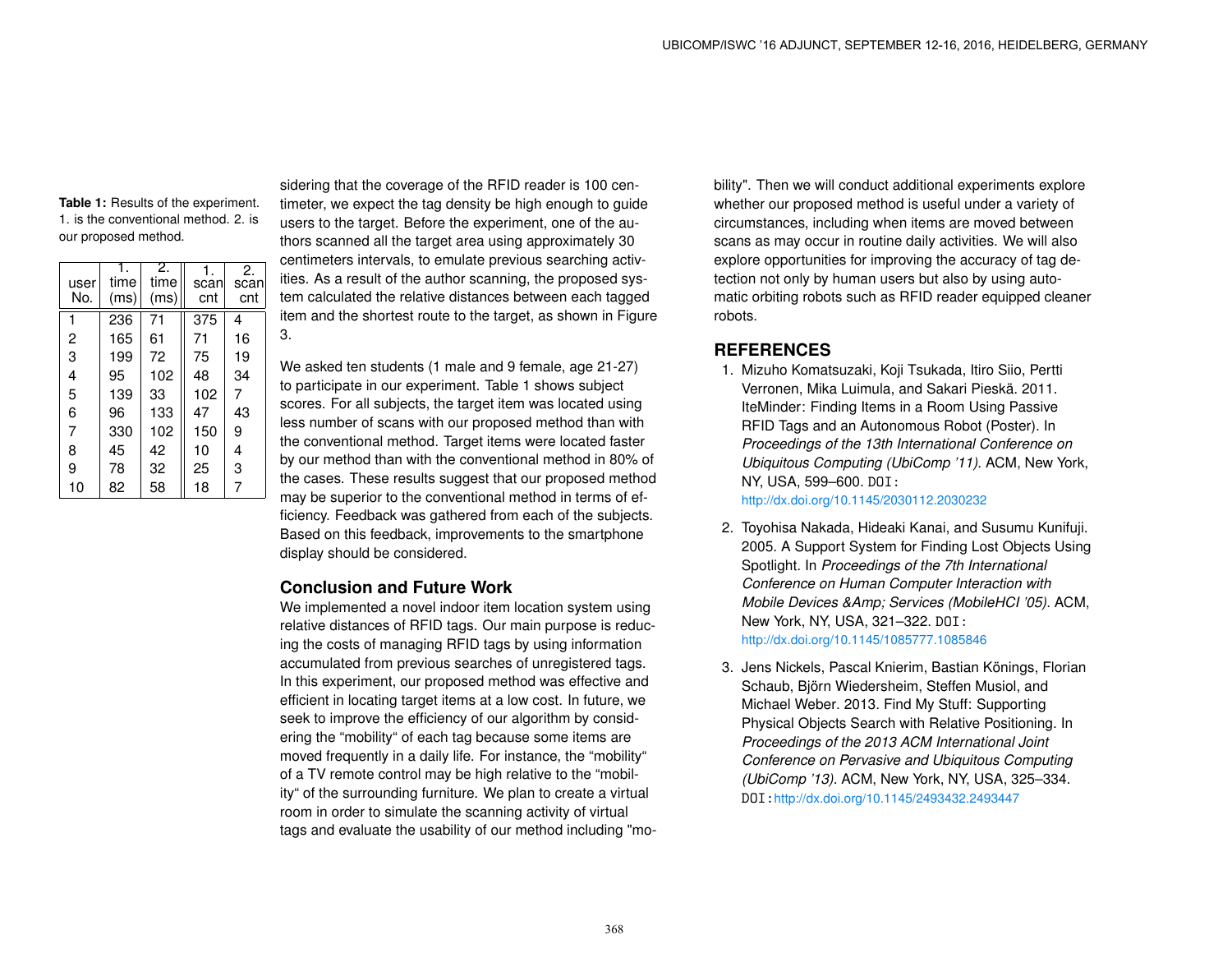**Table 1:** Results of the experiment. 1. is the conventional method. 2. is our proposed method.

| user No. | 1. time (ms) | 2. time (ms) | 1. scan cnt | 2. scan cnt |
|---|---|---|---|---|
| 1 | 236 | 71 | 375 | 4 |
| 2 | 165 | 61 | 71 | 16 |
| 3 | 199 | 72 | 75 | 19 |
| 4 | 95 | 102 | 48 | 34 |
| 5 | 139 | 33 | 102 | 7 |
| 6 | 96 | 133 | 47 | 43 |
| 7 | 330 | 102 | 150 | 9 |
| 8 | 45 | 42 | 10 | 4 |
| 9 | 78 | 32 | 25 | 3 |
| 10 | 82 | 58 | 18 | 7 |

sidering that the coverage of the RFID reader is 100 centimeter, we expect the tag density be high enough to guide users to the target. Before the experiment, one of the authors scanned all the target area using approximately 30 centimeters intervals, to emulate previous searching activities. As a result of the author scanning, the proposed system calculated the relative distances between each tagged item and the shortest route to the target, as shown in Figure 3.

We asked ten students (1 male and 9 female, age 21-27) to participate in our experiment. Table 1 shows subject scores. For all subjects, the target item was located using less number of scans with our proposed method than with the conventional method. Target items were located faster by our method than with the conventional method in 80% of the cases. These results suggest that our proposed method may be superior to the conventional method in terms of efficiency. Feedback was gathered from each of the subjects. Based on this feedback, improvements to the smartphone display should be considered.

## Conclusion and Future Work

We implemented a novel indoor item location system using relative distances of RFID tags. Our main purpose is reducing the costs of managing RFID tags by using information accumulated from previous searches of unregistered tags. In this experiment, our proposed method was effective and efficient in locating target items at a low cost. In future, we seek to improve the efficiency of our algorithm by considering the "mobility" of each tag because some items are moved frequently in a daily life. For instance, the "mobility" of a TV remote control may be high relative to the "mobility" of the surrounding furniture. We plan to create a virtual room in order to simulate the scanning activity of virtual tags and evaluate the usability of our method including "mobility". Then we will conduct additional experiments explore whether our proposed method is useful under a variety of circumstances, including when items are moved between scans as may occur in routine daily activities. We will also explore opportunities for improving the accuracy of tag detection not only by human users but also by using automatic orbiting robots such as RFID reader equipped cleaner robots.

## REFERENCES

1. Mizuho Komatsuzaki, Koji Tsukada, Itiro Siio, Pertti Verronen, Mika Luimula, and Sakari Pieskä. 2011. IteMinder: Finding Items in a Room Using Passive RFID Tags and an Autonomous Robot (Poster). In *Proceedings of the 13th International Conference on Ubiquitous Computing (UbiComp '11)*. ACM, New York, NY, USA, 599–600. DOI: http://dx.doi.org/10.1145/2030112.2030232

2. Toyohisa Nakada, Hideaki Kanai, and Susumu Kunifuji. 2005. A Support System for Finding Lost Objects Using Spotlight. In *Proceedings of the 7th International Conference on Human Computer Interaction with Mobile Devices &Amp; Services (MobileHCI '05)*. ACM, New York, NY, USA, 321–322. DOI: http://dx.doi.org/10.1145/1085777.1085846

3. Jens Nickels, Pascal Knierim, Bastian Könings, Florian Schaub, Björn Wiedersheim, Steffen Musiol, and Michael Weber. 2013. Find My Stuff: Supporting Physical Objects Search with Relative Positioning. In *Proceedings of the 2013 ACM International Joint Conference on Pervasive and Ubiquitous Computing (UbiComp '13)*. ACM, New York, NY, USA, 325–334. DOI: http://dx.doi.org/10.1145/2493432.2493447